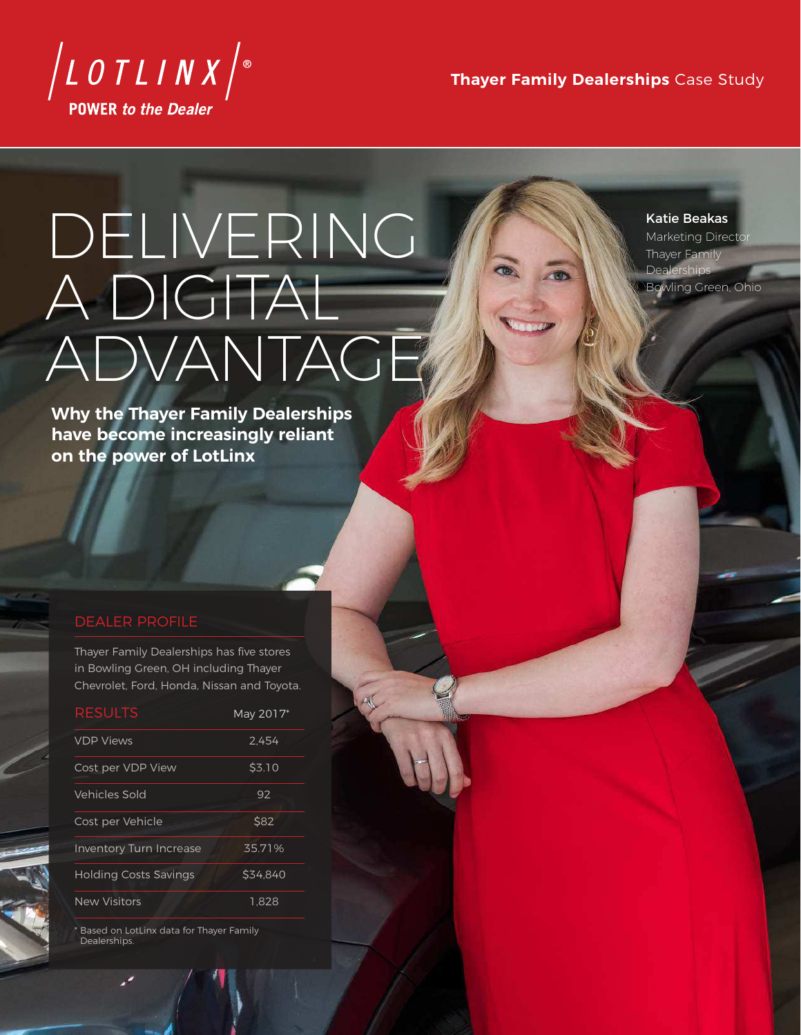LOTLINX®

POWER *to the Dealer*

**Thayer Family Dealerships** Case Study

# DELIVERING A DIGITAL ADVANTAGE

**Why the Thayer Family Dealerships have become increasingly reliant on the power of LotLinx**

**Katie Beakas**
Marketing Director
Thayer Family Dealerships
Bowling Green, Ohio

## DEALER PROFILE

Thayer Family Dealerships has five stores in Bowling Green, OH including Thayer Chevrolet, Ford, Honda, Nissan and Toyota.

| RESULTS | May 2017* |
|---|---|
| VDP Views | 2,454 |
| Cost per VDP View | $3.10 |
| Vehicles Sold | 92 |
| Cost per Vehicle | $82 |
| Inventory Turn Increase | 35.71% |
| Holding Costs Savings | $34,840 |
| New Visitors | 1,828 |

* Based on LotLinx data for Thayer Family Dealerships.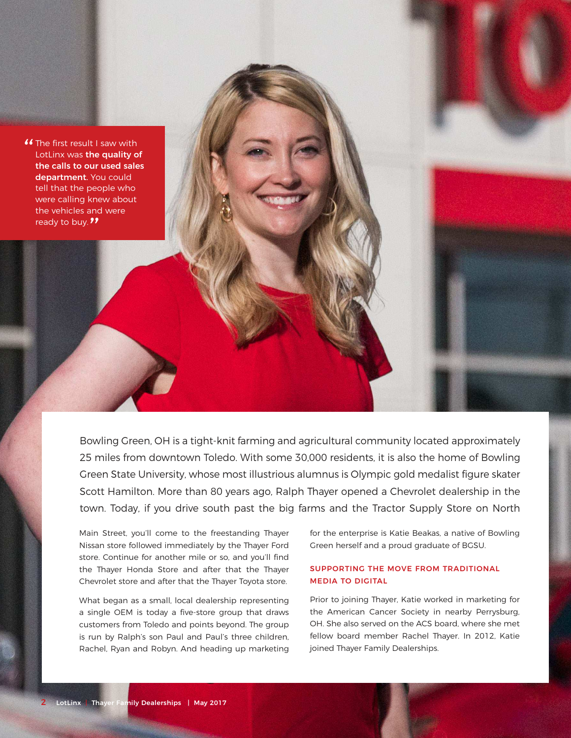> "The first result I saw with LotLinx was **the quality of the calls to our used sales department.** You could tell that the people who were calling knew about the vehicles and were ready to buy."

Bowling Green, OH is a tight-knit farming and agricultural community located approximately 25 miles from downtown Toledo. With some 30,000 residents, it is also the home of Bowling Green State University, whose most illustrious alumnus is Olympic gold medalist figure skater Scott Hamilton. More than 80 years ago, Ralph Thayer opened a Chevrolet dealership in the town. Today, if you drive south past the big farms and the Tractor Supply Store on North Main Street, you'll come to the freestanding Thayer Nissan store followed immediately by the Thayer Ford store. Continue for another mile or so, and you'll find the Thayer Honda Store and after that the Thayer Chevrolet store and after that the Thayer Toyota store.

What began as a small, local dealership representing a single OEM is today a five-store group that draws customers from Toledo and points beyond. The group is run by Ralph's son Paul and Paul's three children, Rachel, Ryan and Robyn. And heading up marketing for the enterprise is Katie Beakas, a native of Bowling Green herself and a proud graduate of BGSU.

## SUPPORTING THE MOVE FROM TRADITIONAL MEDIA TO DIGITAL

Prior to joining Thayer, Katie worked in marketing for the American Cancer Society in nearby Perrysburg, OH. She also served on the ACS board, where she met fellow board member Rachel Thayer. In 2012, Katie joined Thayer Family Dealerships.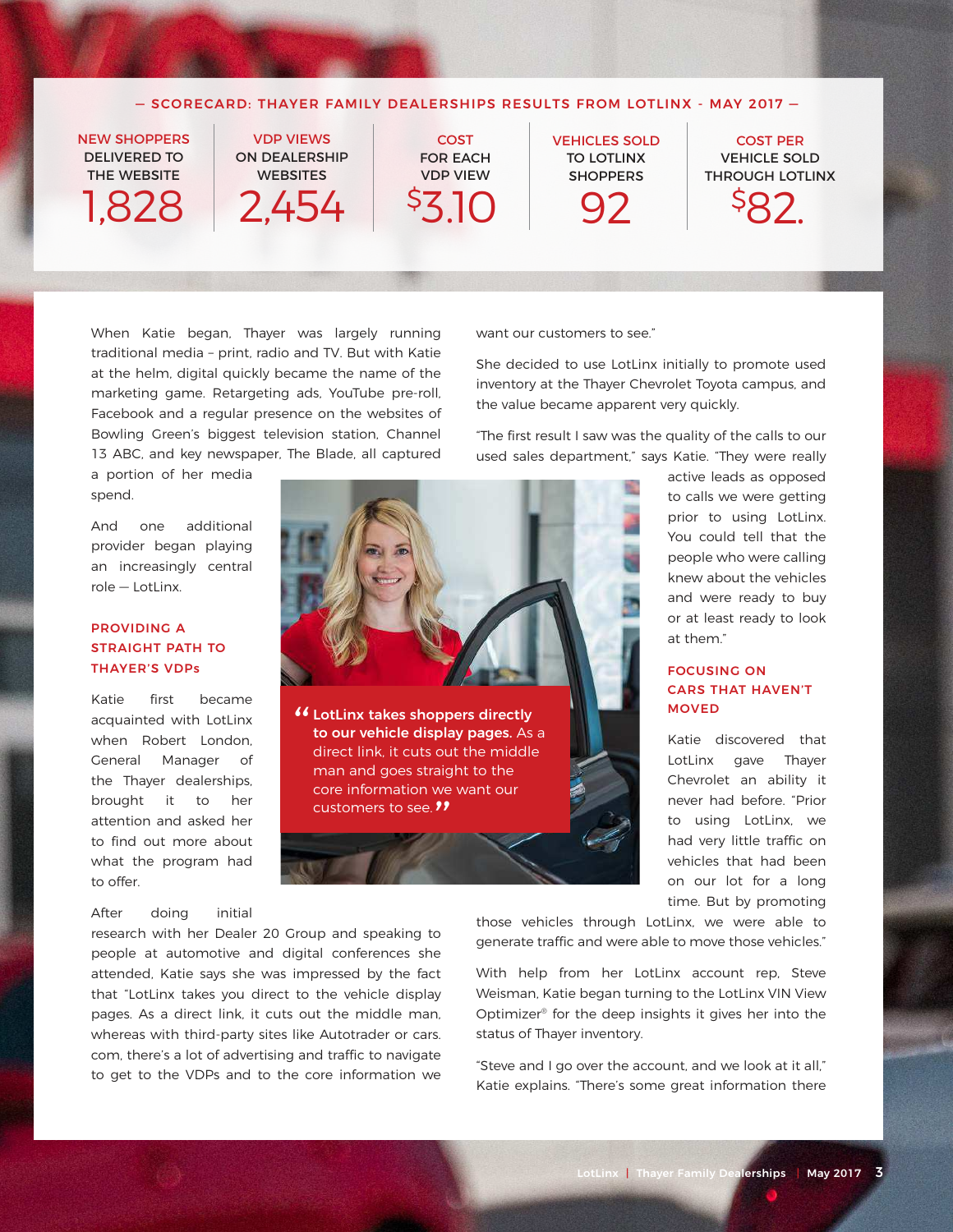— SCORECARD: THAYER FAMILY DEALERSHIPS RESULTS FROM LOTLINX - MAY 2017 —

| NEW SHOPPERS DELIVERED TO THE WEBSITE | VDP VIEWS ON DEALERSHIP WEBSITES | COST FOR EACH VDP VIEW | VEHICLES SOLD TO LOTLINX SHOPPERS | COST PER VEHICLE SOLD THROUGH LOTLINX |
|---|---|---|---|---|
| 1,828 | 2,454 | $3.10 | 92 | $82. |

When Katie began, Thayer was largely running traditional media – print, radio and TV. But with Katie at the helm, digital quickly became the name of the marketing game. Retargeting ads, YouTube pre-roll, Facebook and a regular presence on the websites of Bowling Green's biggest television station, Channel 13 ABC, and key newspaper, The Blade, all captured a portion of her media spend.

And one additional provider began playing an increasingly central role — LotLinx.

### PROVIDING A STRAIGHT PATH TO THAYER'S VDPs

Katie first became acquainted with LotLinx when Robert London, General Manager of the Thayer dealerships, brought it to her attention and asked her to find out more about what the program had to offer.

After doing initial research with her Dealer 20 Group and speaking to people at automotive and digital conferences she attended, Katie says she was impressed by the fact that "LotLinx takes you direct to the vehicle display pages. As a direct link, it cuts out the middle man, whereas with third-party sites like Autotrader or cars.com, there's a lot of advertising and traffic to navigate to get to the VDPs and to the core information we want our customers to see."

> "**LotLinx takes shoppers directly to our vehicle display pages.** As a direct link, it cuts out the middle man and goes straight to the core information we want our customers to see."

She decided to use LotLinx initially to promote used inventory at the Thayer Chevrolet Toyota campus, and the value became apparent very quickly.

"The first result I saw was the quality of the calls to our used sales department," says Katie. "They were really active leads as opposed to calls we were getting prior to using LotLinx. You could tell that the people who were calling knew about the vehicles and were ready to buy or at least ready to look at them."

### FOCUSING ON CARS THAT HAVEN'T MOVED

Katie discovered that LotLinx gave Thayer Chevrolet an ability it never had before. "Prior to using LotLinx, we had very little traffic on vehicles that had been on our lot for a long time. But by promoting those vehicles through LotLinx, we were able to generate traffic and were able to move those vehicles."

With help from her LotLinx account rep, Steve Weisman, Katie began turning to the LotLinx VIN View Optimizer® for the deep insights it gives her into the status of Thayer inventory.

"Steve and I go over the account, and we look at it all," Katie explains. "There's some great information there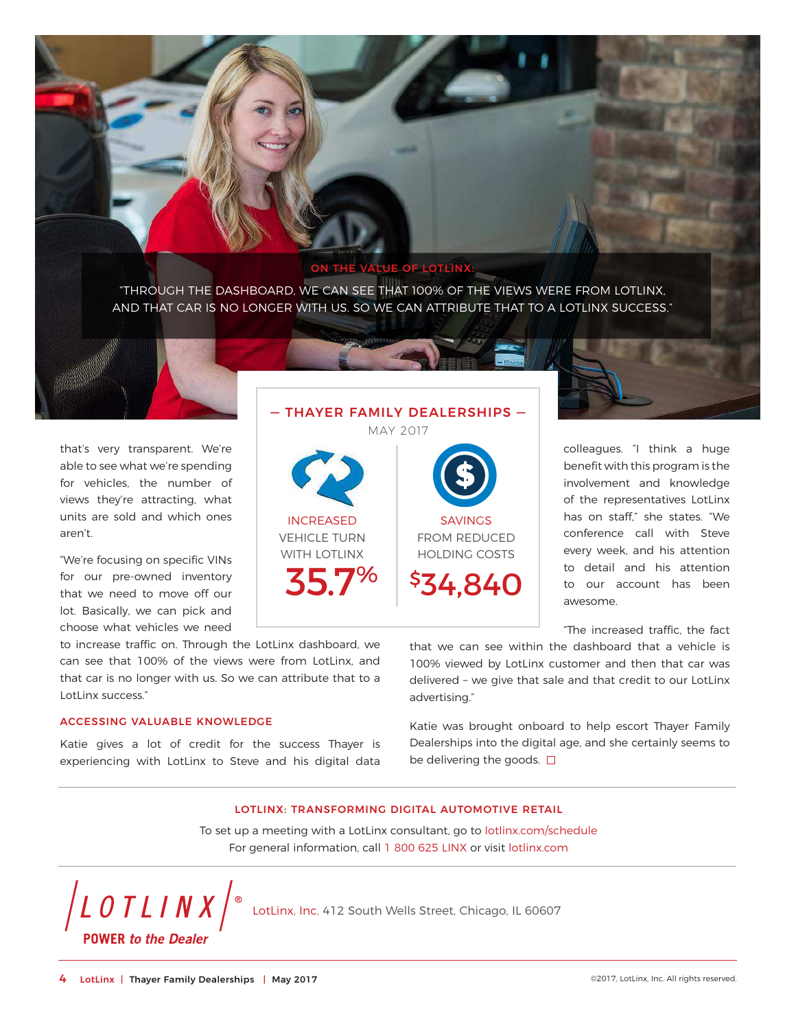**ON THE VALUE OF LOTLINX:**

"THROUGH THE DASHBOARD, WE CAN SEE THAT 100% OF THE VIEWS WERE FROM LOTLINX, AND THAT CAR IS NO LONGER WITH US. SO WE CAN ATTRIBUTE THAT TO A LOTLINX SUCCESS."

that's very transparent. We're able to see what we're spending for vehicles, the number of views they're attracting, what units are sold and which ones aren't.

"We're focusing on specific VINs for our pre-owned inventory that we need to move off our lot. Basically, we can pick and choose what vehicles we need to increase traffic on. Through the LotLinx dashboard, we can see that 100% of the views were from LotLinx, and that car is no longer with us. So we can attribute that to a LotLinx success."

## ACCESSING VALUABLE KNOWLEDGE

Katie gives a lot of credit for the success Thayer is experiencing with LotLinx to Steve and his digital data colleagues. "I think a huge benefit with this program is the involvement and knowledge of the representatives LotLinx has on staff," she states. "We conference call with Steve every week, and his attention to detail and his attention to our account has been awesome.

"The increased traffic, the fact that we can see within the dashboard that a vehicle is 100% viewed by LotLinx customer and then that car was delivered – we give that sale and that credit to our LotLinx advertising."

Katie was brought onboard to help escort Thayer Family Dealerships into the digital age, and she certainly seems to be delivering the goods.

**— THAYER FAMILY DEALERSHIPS —**

MAY 2017

INCREASED VEHICLE TURN WITH LOTLINX
**35.7%**

SAVINGS FROM REDUCED HOLDING COSTS
**$34,840**

**LOTLINX: TRANSFORMING DIGITAL AUTOMOTIVE RETAIL**

To set up a meeting with a LotLinx consultant, go to lotlinx.com/schedule
For general information, call 1 800 625 LINX or visit lotlinx.com

LOTLINX® POWER *to the Dealer*

LotLinx, Inc. 412 South Wells Street, Chicago, IL 60607

©2017, LotLinx, Inc. All rights reserved.